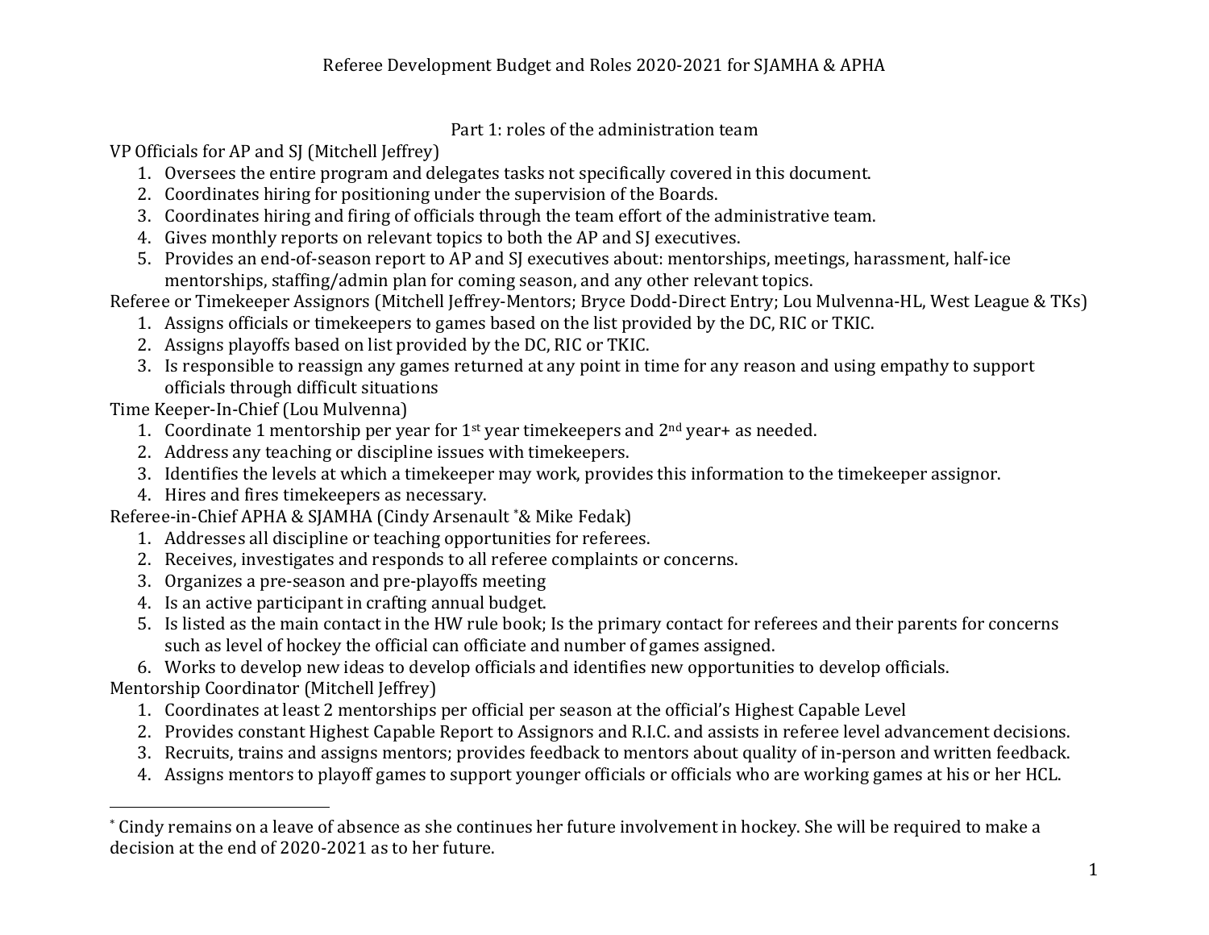# Referee Development Budget and Roles 2020-2021 for SJAMHA & APHA

## Part 1: roles of the administration team

VP Officials for AP and SJ (Mitchell Jeffrey)

1. Oversees the entire program and delegates tasks not specifically covered in this document.
2. Coordinates hiring for positioning under the supervision of the Boards.
3. Coordinates hiring and firing of officials through the team effort of the administrative team.
4. Gives monthly reports on relevant topics to both the AP and SJ executives.
5. Provides an end-of-season report to AP and SJ executives about: mentorships, meetings, harassment, half-ice mentorships, staffing/admin plan for coming season, and any other relevant topics.

Referee or Timekeeper Assignors (Mitchell Jeffrey-Mentors; Bryce Dodd-Direct Entry; Lou Mulvenna-HL, West League & TKs)

1. Assigns officials or timekeepers to games based on the list provided by the DC, RIC or TKIC.
2. Assigns playoffs based on list provided by the DC, RIC or TKIC.
3. Is responsible to reassign any games returned at any point in time for any reason and using empathy to support officials through difficult situations

Time Keeper-In-Chief (Lou Mulvenna)

1. Coordinate 1 mentorship per year for 1st year timekeepers and 2nd year+ as needed.
2. Address any teaching or discipline issues with timekeepers.
3. Identifies the levels at which a timekeeper may work, provides this information to the timekeeper assignor.
4. Hires and fires timekeepers as necessary.

Referee-in-Chief APHA & SJAMHA (Cindy Arsenault *& Mike Fedak)

1. Addresses all discipline or teaching opportunities for referees.
2. Receives, investigates and responds to all referee complaints or concerns.
3. Organizes a pre-season and pre-playoffs meeting
4. Is an active participant in crafting annual budget.
5. Is listed as the main contact in the HW rule book; Is the primary contact for referees and their parents for concerns such as level of hockey the official can officiate and number of games assigned.
6. Works to develop new ideas to develop officials and identifies new opportunities to develop officials.

Mentorship Coordinator (Mitchell Jeffrey)

1. Coordinates at least 2 mentorships per official per season at the official's Highest Capable Level
2. Provides constant Highest Capable Report to Assignors and R.I.C. and assists in referee level advancement decisions.
3. Recruits, trains and assigns mentors; provides feedback to mentors about quality of in-person and written feedback.
4. Assigns mentors to playoff games to support younger officials or officials who are working games at his or her HCL.

---

* Cindy remains on a leave of absence as she continues her future involvement in hockey. She will be required to make a decision at the end of 2020-2021 as to her future.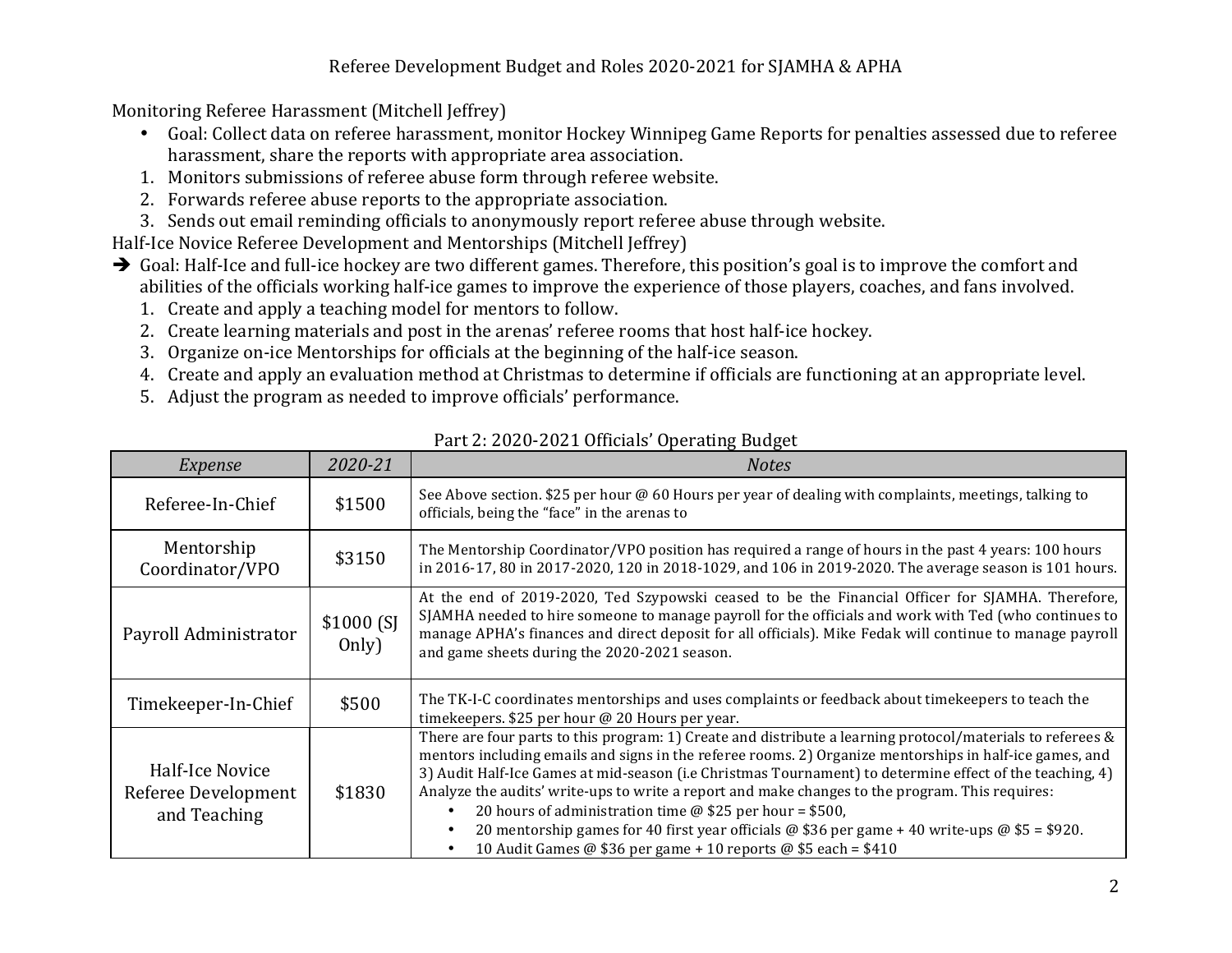Referee Development Budget and Roles 2020-2021 for SJAMHA & APHA

Monitoring Referee Harassment (Mitchell Jeffrey)

- Goal: Collect data on referee harassment, monitor Hockey Winnipeg Game Reports for penalties assessed due to referee harassment, share the reports with appropriate area association.

1. Monitors submissions of referee abuse form through referee website.
2. Forwards referee abuse reports to the appropriate association.
3. Sends out email reminding officials to anonymously report referee abuse through website.

Half-Ice Novice Referee Development and Mentorships (Mitchell Jeffrey)

➔ Goal: Half-Ice and full-ice hockey are two different games. Therefore, this position's goal is to improve the comfort and abilities of the officials working half-ice games to improve the experience of those players, coaches, and fans involved.

1. Create and apply a teaching model for mentors to follow.
2. Create learning materials and post in the arenas' referee rooms that host half-ice hockey.
3. Organize on-ice Mentorships for officials at the beginning of the half-ice season.
4. Create and apply an evaluation method at Christmas to determine if officials are functioning at an appropriate level.
5. Adjust the program as needed to improve officials' performance.

Part 2: 2020-2021 Officials' Operating Budget

| *Expense* | *2020-21* | *Notes* |
| --- | --- | --- |
| Referee-In-Chief | $1500 | See Above section. $25 per hour @ 60 Hours per year of dealing with complaints, meetings, talking to officials, being the "face" in the arenas to |
| Mentorship Coordinator/VPO | $3150 | The Mentorship Coordinator/VPO position has required a range of hours in the past 4 years: 100 hours in 2016-17, 80 in 2017-2020, 120 in 2018-1029, and 106 in 2019-2020. The average season is 101 hours. |
| Payroll Administrator | $1000 (SJ Only) | At the end of 2019-2020, Ted Szypowski ceased to be the Financial Officer for SJAMHA. Therefore, SJAMHA needed to hire someone to manage payroll for the officials and work with Ted (who continues to manage APHA's finances and direct deposit for all officials). Mike Fedak will continue to manage payroll and game sheets during the 2020-2021 season. |
| Timekeeper-In-Chief | $500 | The TK-I-C coordinates mentorships and uses complaints or feedback about timekeepers to teach the timekeepers. $25 per hour @ 20 Hours per year. |
| Half-Ice Novice Referee Development and Teaching | $1830 | There are four parts to this program: 1) Create and distribute a learning protocol/materials to referees & mentors including emails and signs in the referee rooms. 2) Organize mentorships in half-ice games, and 3) Audit Half-Ice Games at mid-season (i.e Christmas Tournament) to determine effect of the teaching, 4) Analyze the audits' write-ups to write a report and make changes to the program. This requires: <br>• 20 hours of administration time @ $25 per hour = $500, <br>• 20 mentorship games for 40 first year officials @ $36 per game + 40 write-ups @ $5 = $920. <br>• 10 Audit Games @ $36 per game + 10 reports @ $5 each = $410 |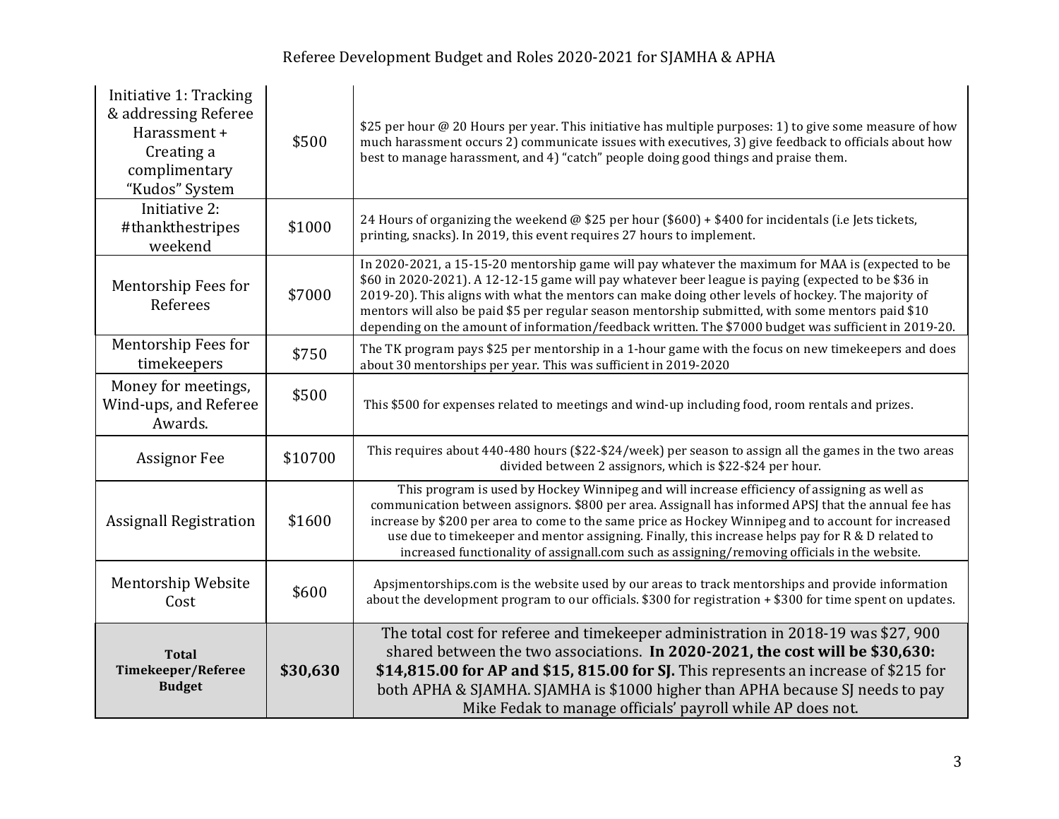# Referee Development Budget and Roles 2020-2021 for SJAMHA & APHA

| | | |
|---|---|---|
| Initiative 1: Tracking & addressing Referee Harassment + Creating a complimentary "Kudos" System | $500 | $25 per hour @ 20 Hours per year. This initiative has multiple purposes: 1) to give some measure of how much harassment occurs 2) communicate issues with executives, 3) give feedback to officials about how best to manage harassment, and 4) "catch" people doing good things and praise them. |
| Initiative 2: #thankthestripes weekend | $1000 | 24 Hours of organizing the weekend @ $25 per hour ($600) + $400 for incidentals (i.e Jets tickets, printing, snacks). In 2019, this event requires 27 hours to implement. |
| Mentorship Fees for Referees | $7000 | In 2020-2021, a 15-15-20 mentorship game will pay whatever the maximum for MAA is (expected to be $60 in 2020-2021). A 12-12-15 game will pay whatever beer league is paying (expected to be $36 in 2019-20). This aligns with what the mentors can make doing other levels of hockey. The majority of mentors will also be paid $5 per regular season mentorship submitted, with some mentors paid $10 depending on the amount of information/feedback written. The $7000 budget was sufficient in 2019-20. |
| Mentorship Fees for timekeepers | $750 | The TK program pays $25 per mentorship in a 1-hour game with the focus on new timekeepers and does about 30 mentorships per year. This was sufficient in 2019-2020 |
| Money for meetings, Wind-ups, and Referee Awards. | $500 | This $500 for expenses related to meetings and wind-up including food, room rentals and prizes. |
| Assignor Fee | $10700 | This requires about 440-480 hours ($22-$24/week) per season to assign all the games in the two areas divided between 2 assignors, which is $22-$24 per hour. |
| Assignall Registration | $1600 | This program is used by Hockey Winnipeg and will increase efficiency of assigning as well as communication between assignors. $800 per area. Assignall has informed APSJ that the annual fee has increase by $200 per area to come to the same price as Hockey Winnipeg and to account for increased use due to timekeeper and mentor assigning. Finally, this increase helps pay for R & D related to increased functionality of assignall.com such as assigning/removing officials in the website. |
| Mentorship Website Cost | $600 | Apsjmentorships.com is the website used by our areas to track mentorships and provide information about the development program to our officials. $300 for registration + $300 for time spent on updates. |
| **Total Timekeeper/Referee Budget** | **$30,630** | The total cost for referee and timekeeper administration in 2018-19 was $27, 900 shared between the two associations. **In 2020-2021, the cost will be $30,630: $14,815.00 for AP and $15, 815.00 for SJ.** This represents an increase of $215 for both APHA & SJAMHA. SJAMHA is $1000 higher than APHA because SJ needs to pay Mike Fedak to manage officials' payroll while AP does not. |